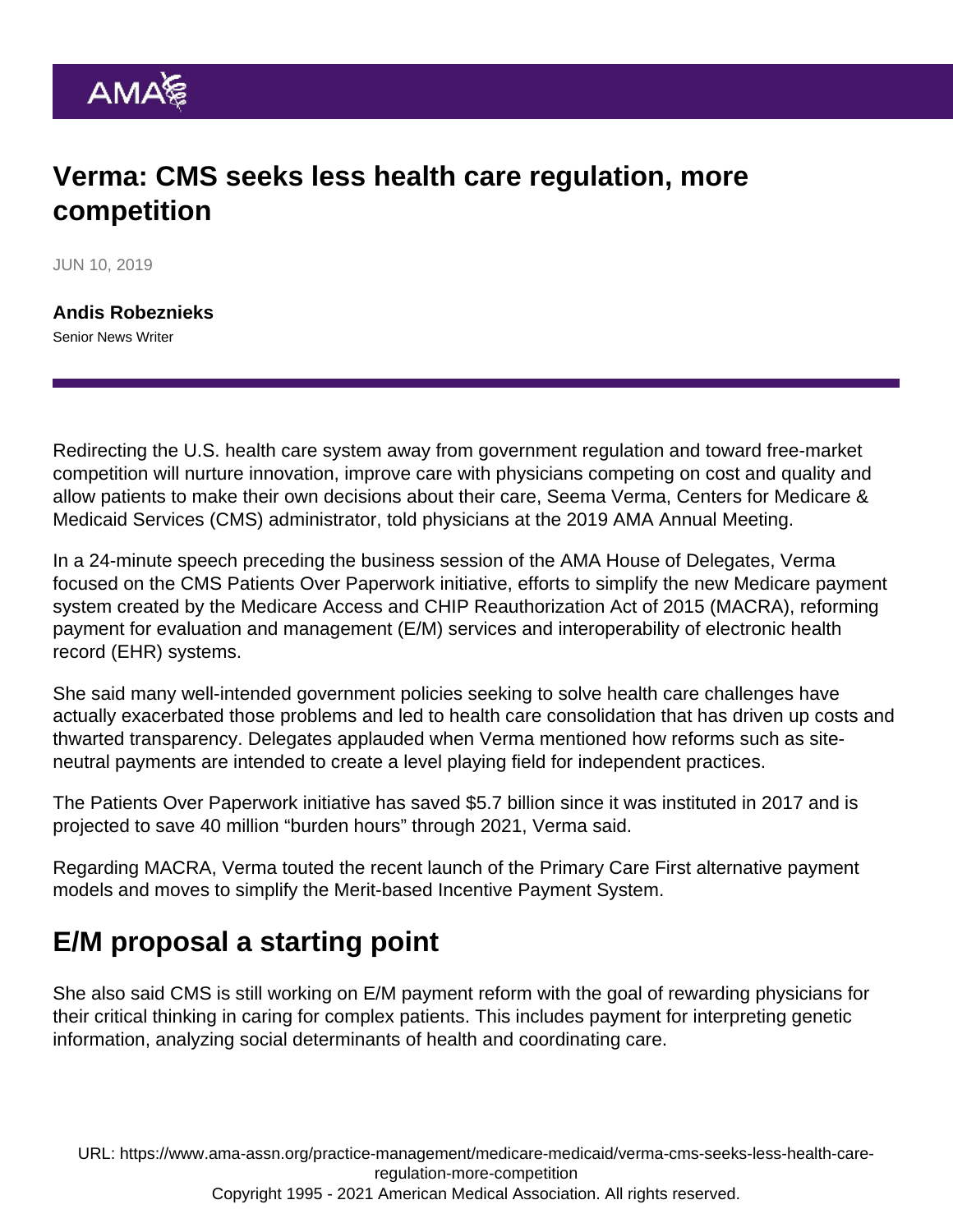# Verma: CMS seeks less health care regulation, more competition

JUN 10, 2019

**Andis Robeznieks**
Senior News Writer

Redirecting the U.S. health care system away from government regulation and toward free-market competition will nurture innovation, improve care with physicians competing on cost and quality and allow patients to make their own decisions about their care, Seema Verma, Centers for Medicare & Medicaid Services (CMS) administrator, told physicians at the 2019 AMA Annual Meeting.

In a 24-minute speech preceding the business session of the AMA House of Delegates, Verma focused on the CMS Patients Over Paperwork initiative, efforts to simplify the new Medicare payment system created by the Medicare Access and CHIP Reauthorization Act of 2015 (MACRA), reforming payment for evaluation and management (E/M) services and interoperability of electronic health record (EHR) systems.

She said many well-intended government policies seeking to solve health care challenges have actually exacerbated those problems and led to health care consolidation that has driven up costs and thwarted transparency. Delegates applauded when Verma mentioned how reforms such as site-neutral payments are intended to create a level playing field for independent practices.

The Patients Over Paperwork initiative has saved $5.7 billion since it was instituted in 2017 and is projected to save 40 million "burden hours" through 2021, Verma said.

Regarding MACRA, Verma touted the recent launch of the Primary Care First alternative payment models and moves to simplify the Merit-based Incentive Payment System.

## E/M proposal a starting point

She also said CMS is still working on E/M payment reform with the goal of rewarding physicians for their critical thinking in caring for complex patients. This includes payment for interpreting genetic information, analyzing social determinants of health and coordinating care.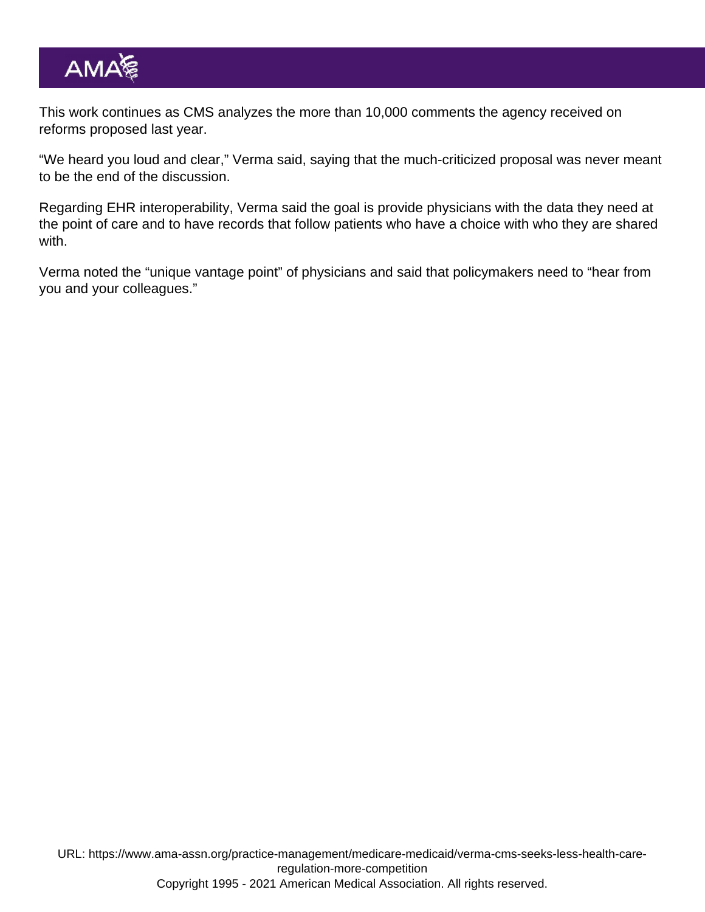This work continues as CMS analyzes the more than 10,000 comments the agency received on reforms proposed last year.

“We heard you loud and clear,” Verma said, saying that the much-criticized proposal was never meant to be the end of the discussion.

Regarding EHR interoperability, Verma said the goal is provide physicians with the data they need at the point of care and to have records that follow patients who have a choice with who they are shared with.

Verma noted the “unique vantage point” of physicians and said that policymakers need to “hear from you and your colleagues.”